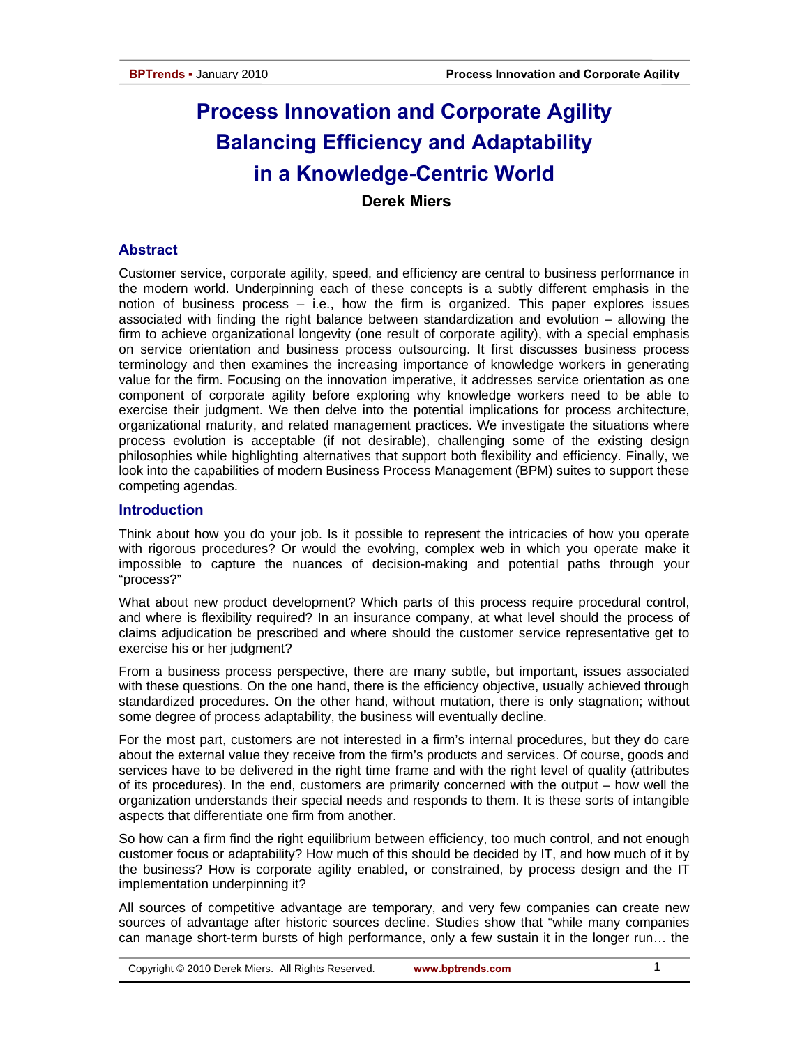# Process Innovation and Corporate Agility
# Balancing Efficiency and Adaptability
# in a Knowledge-Centric World

**Derek Miers**

## Abstract

Customer service, corporate agility, speed, and efficiency are central to business performance in the modern world. Underpinning each of these concepts is a subtly different emphasis in the notion of business process – i.e., how the firm is organized. This paper explores issues associated with finding the right balance between standardization and evolution – allowing the firm to achieve organizational longevity (one result of corporate agility), with a special emphasis on service orientation and business process outsourcing. It first discusses business process terminology and then examines the increasing importance of knowledge workers in generating value for the firm. Focusing on the innovation imperative, it addresses service orientation as one component of corporate agility before exploring why knowledge workers need to be able to exercise their judgment. We then delve into the potential implications for process architecture, organizational maturity, and related management practices. We investigate the situations where process evolution is acceptable (if not desirable), challenging some of the existing design philosophies while highlighting alternatives that support both flexibility and efficiency. Finally, we look into the capabilities of modern Business Process Management (BPM) suites to support these competing agendas.

## Introduction

Think about how you do your job. Is it possible to represent the intricacies of how you operate with rigorous procedures? Or would the evolving, complex web in which you operate make it impossible to capture the nuances of decision-making and potential paths through your "process?"

What about new product development? Which parts of this process require procedural control, and where is flexibility required? In an insurance company, at what level should the process of claims adjudication be prescribed and where should the customer service representative get to exercise his or her judgment?

From a business process perspective, there are many subtle, but important, issues associated with these questions. On the one hand, there is the efficiency objective, usually achieved through standardized procedures. On the other hand, without mutation, there is only stagnation; without some degree of process adaptability, the business will eventually decline.

For the most part, customers are not interested in a firm's internal procedures, but they do care about the external value they receive from the firm's products and services. Of course, goods and services have to be delivered in the right time frame and with the right level of quality (attributes of its procedures). In the end, customers are primarily concerned with the output – how well the organization understands their special needs and responds to them. It is these sorts of intangible aspects that differentiate one firm from another.

So how can a firm find the right equilibrium between efficiency, too much control, and not enough customer focus or adaptability? How much of this should be decided by IT, and how much of it by the business? How is corporate agility enabled, or constrained, by process design and the IT implementation underpinning it?

All sources of competitive advantage are temporary, and very few companies can create new sources of advantage after historic sources decline. Studies show that "while many companies can manage short-term bursts of high performance, only a few sustain it in the longer run… the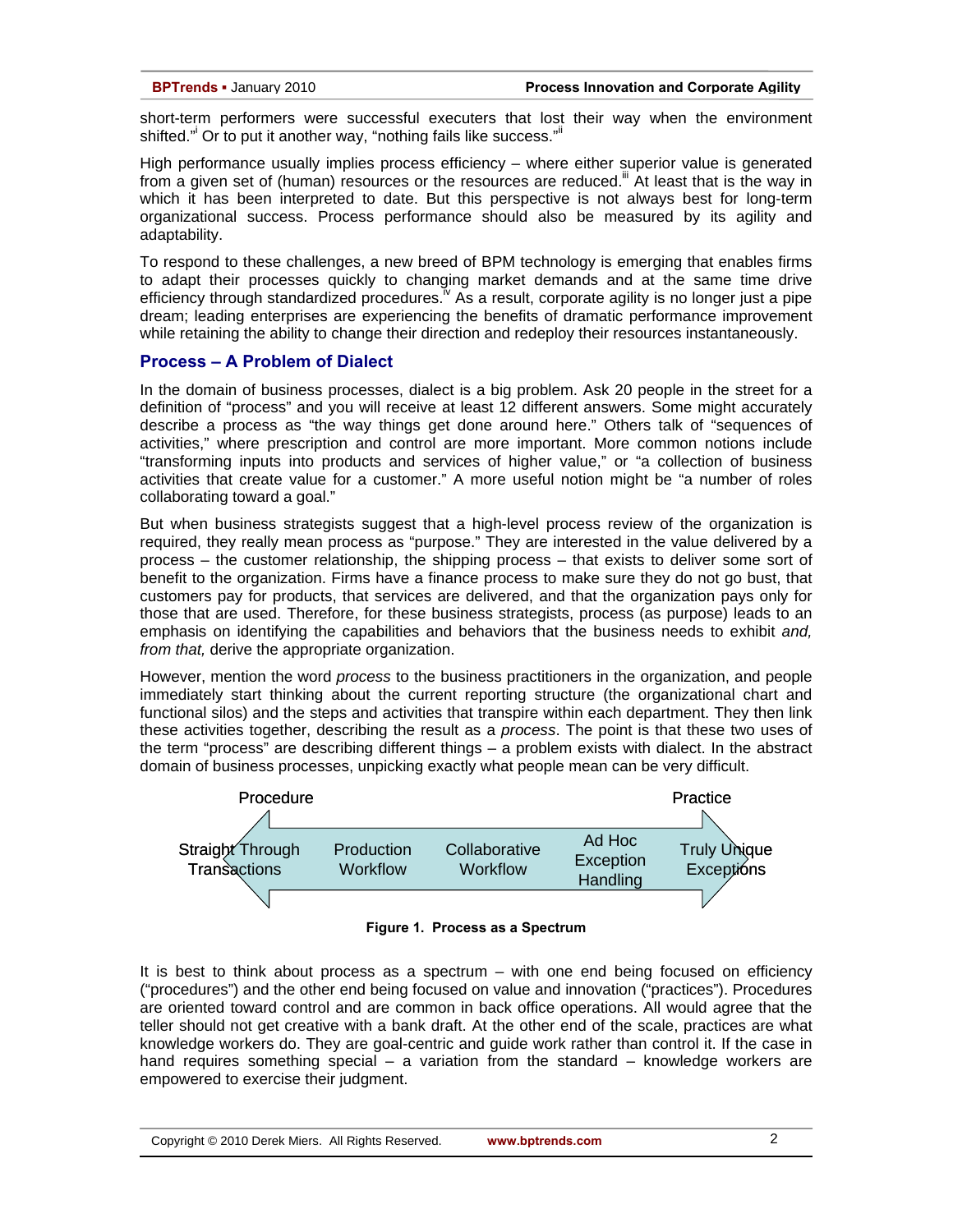short-term performers were successful executers that lost their way when the environment shifted."[i] Or to put it another way, "nothing fails like success."[ii]

High performance usually implies process efficiency – where either superior value is generated from a given set of (human) resources or the resources are reduced.[iii] At least that is the way in which it has been interpreted to date. But this perspective is not always best for long-term organizational success. Process performance should also be measured by its agility and adaptability.

To respond to these challenges, a new breed of BPM technology is emerging that enables firms to adapt their processes quickly to changing market demands and at the same time drive efficiency through standardized procedures.[iv] As a result, corporate agility is no longer just a pipe dream; leading enterprises are experiencing the benefits of dramatic performance improvement while retaining the ability to change their direction and redeploy their resources instantaneously.

## Process – A Problem of Dialect

In the domain of business processes, dialect is a big problem. Ask 20 people in the street for a definition of "process" and you will receive at least 12 different answers. Some might accurately describe a process as "the way things get done around here." Others talk of "sequences of activities," where prescription and control are more important. More common notions include "transforming inputs into products and services of higher value," or "a collection of business activities that create value for a customer." A more useful notion might be "a number of roles collaborating toward a goal."

But when business strategists suggest that a high-level process review of the organization is required, they really mean process as "purpose." They are interested in the value delivered by a process – the customer relationship, the shipping process – that exists to deliver some sort of benefit to the organization. Firms have a finance process to make sure they do not go bust, that customers pay for products, that services are delivered, and that the organization pays only for those that are used. Therefore, for these business strategists, process (as purpose) leads to an emphasis on identifying the capabilities and behaviors that the business needs to exhibit *and, from that,* derive the appropriate organization.

However, mention the word *process* to the business practitioners in the organization, and people immediately start thinking about the current reporting structure (the organizational chart and functional silos) and the steps and activities that transpire within each department. They then link these activities together, describing the result as a *process*. The point is that these two uses of the term "process" are describing different things – a problem exists with dialect. In the abstract domain of business processes, unpicking exactly what people mean can be very difficult.

Procedure ⟵ ⟶ Practice

Straight Through Transactions | Production Workflow | Collaborative Workflow | Ad Hoc Exception Handling | Truly Unique Exceptions

**Figure 1. Process as a Spectrum**

It is best to think about process as a spectrum – with one end being focused on efficiency ("procedures") and the other end being focused on value and innovation ("practices"). Procedures are oriented toward control and are common in back office operations. All would agree that the teller should not get creative with a bank draft. At the other end of the scale, practices are what knowledge workers do. They are goal-centric and guide work rather than control it. If the case in hand requires something special – a variation from the standard – knowledge workers are empowered to exercise their judgment.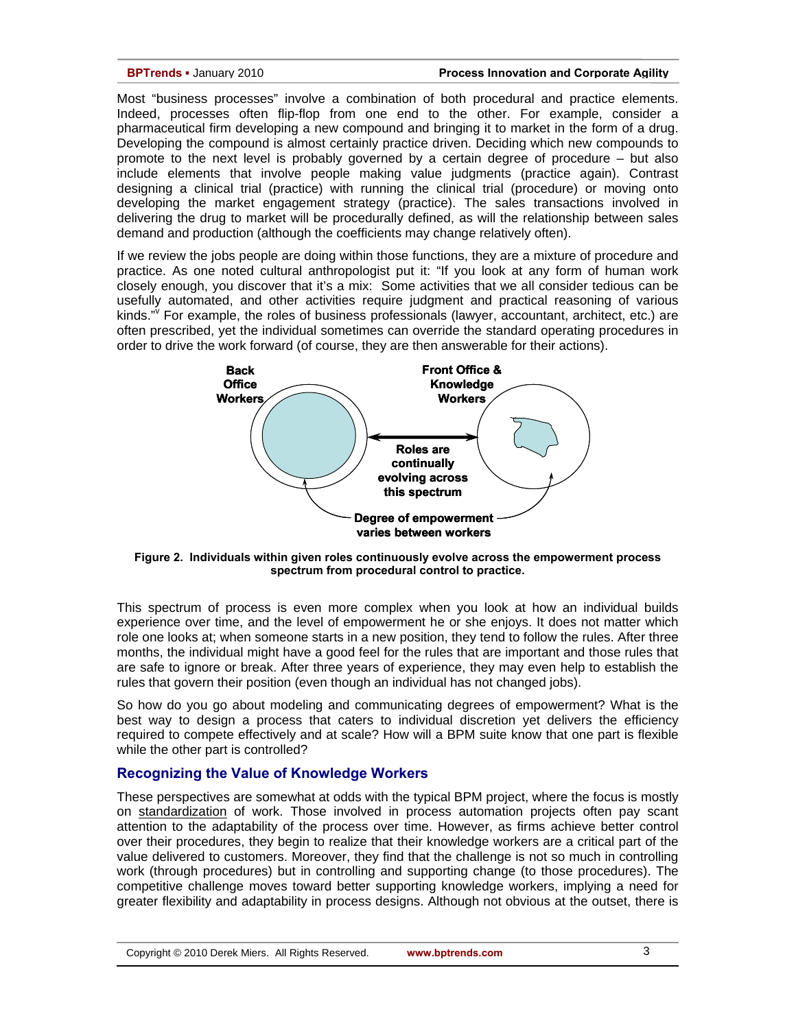Most "business processes" involve a combination of both procedural and practice elements. Indeed, processes often flip-flop from one end to the other. For example, consider a pharmaceutical firm developing a new compound and bringing it to market in the form of a drug. Developing the compound is almost certainly practice driven. Deciding which new compounds to promote to the next level is probably governed by a certain degree of procedure – but also include elements that involve people making value judgments (practice again). Contrast designing a clinical trial (practice) with running the clinical trial (procedure) or moving onto developing the market engagement strategy (practice). The sales transactions involved in delivering the drug to market will be procedurally defined, as will the relationship between sales demand and production (although the coefficients may change relatively often).

If we review the jobs people are doing within those functions, they are a mixture of procedure and practice. As one noted cultural anthropologist put it: "If you look at any form of human work closely enough, you discover that it's a mix: Some activities that we all consider tedious can be usefully automated, and other activities require judgment and practical reasoning of various kinds."[v] For example, the roles of business professionals (lawyer, accountant, architect, etc.) are often prescribed, yet the individual sometimes can override the standard operating procedures in order to drive the work forward (of course, they are then answerable for their actions).

**Figure 2. Individuals within given roles continuously evolve across the empowerment process spectrum from procedural control to practice.**

This spectrum of process is even more complex when you look at how an individual builds experience over time, and the level of empowerment he or she enjoys. It does not matter which role one looks at; when someone starts in a new position, they tend to follow the rules. After three months, the individual might have a good feel for the rules that are important and those rules that are safe to ignore or break. After three years of experience, they may even help to establish the rules that govern their position (even though an individual has not changed jobs).

So how do you go about modeling and communicating degrees of empowerment? What is the best way to design a process that caters to individual discretion yet delivers the efficiency required to compete effectively and at scale? How will a BPM suite know that one part is flexible while the other part is controlled?

## Recognizing the Value of Knowledge Workers

These perspectives are somewhat at odds with the typical BPM project, where the focus is mostly on standardization of work. Those involved in process automation projects often pay scant attention to the adaptability of the process over time. However, as firms achieve better control over their procedures, they begin to realize that their knowledge workers are a critical part of the value delivered to customers. Moreover, they find that the challenge is not so much in controlling work (through procedures) but in controlling and supporting change (to those procedures). The competitive challenge moves toward better supporting knowledge workers, implying a need for greater flexibility and adaptability in process designs. Although not obvious at the outset, there is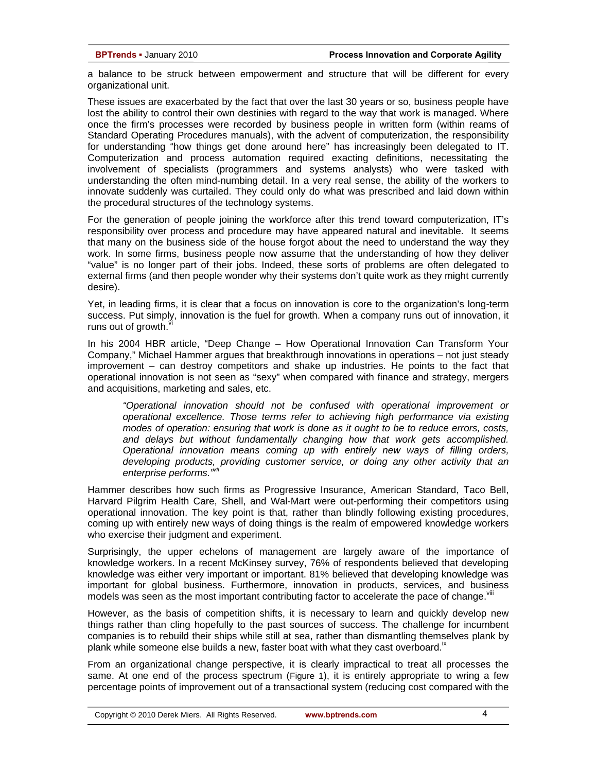a balance to be struck between empowerment and structure that will be different for every organizational unit.

These issues are exacerbated by the fact that over the last 30 years or so, business people have lost the ability to control their own destinies with regard to the way that work is managed. Where once the firm's processes were recorded by business people in written form (within reams of Standard Operating Procedures manuals), with the advent of computerization, the responsibility for understanding "how things get done around here" has increasingly been delegated to IT. Computerization and process automation required exacting definitions, necessitating the involvement of specialists (programmers and systems analysts) who were tasked with understanding the often mind-numbing detail. In a very real sense, the ability of the workers to innovate suddenly was curtailed. They could only do what was prescribed and laid down within the procedural structures of the technology systems.

For the generation of people joining the workforce after this trend toward computerization, IT's responsibility over process and procedure may have appeared natural and inevitable. It seems that many on the business side of the house forgot about the need to understand the way they work. In some firms, business people now assume that the understanding of how they deliver "value" is no longer part of their jobs. Indeed, these sorts of problems are often delegated to external firms (and then people wonder why their systems don't quite work as they might currently desire).

Yet, in leading firms, it is clear that a focus on innovation is core to the organization's long-term success. Put simply, innovation is the fuel for growth. When a company runs out of innovation, it runs out of growth.[vi]

In his 2004 HBR article, "Deep Change – How Operational Innovation Can Transform Your Company," Michael Hammer argues that breakthrough innovations in operations – not just steady improvement – can destroy competitors and shake up industries. He points to the fact that operational innovation is not seen as "sexy" when compared with finance and strategy, mergers and acquisitions, marketing and sales, etc.

> *"Operational innovation should not be confused with operational improvement or operational excellence. Those terms refer to achieving high performance via existing modes of operation: ensuring that work is done as it ought to be to reduce errors, costs, and delays but without fundamentally changing how that work gets accomplished. Operational innovation means coming up with entirely new ways of filling orders, developing products, providing customer service, or doing any other activity that an enterprise performs."*[vii]

Hammer describes how such firms as Progressive Insurance, American Standard, Taco Bell, Harvard Pilgrim Health Care, Shell, and Wal-Mart were out-performing their competitors using operational innovation. The key point is that, rather than blindly following existing procedures, coming up with entirely new ways of doing things is the realm of empowered knowledge workers who exercise their judgment and experiment.

Surprisingly, the upper echelons of management are largely aware of the importance of knowledge workers. In a recent McKinsey survey, 76% of respondents believed that developing knowledge was either very important or important. 81% believed that developing knowledge was important for global business. Furthermore, innovation in products, services, and business models was seen as the most important contributing factor to accelerate the pace of change.[viii]

However, as the basis of competition shifts, it is necessary to learn and quickly develop new things rather than cling hopefully to the past sources of success. The challenge for incumbent companies is to rebuild their ships while still at sea, rather than dismantling themselves plank by plank while someone else builds a new, faster boat with what they cast overboard.[ix]

From an organizational change perspective, it is clearly impractical to treat all processes the same. At one end of the process spectrum (Figure 1), it is entirely appropriate to wring a few percentage points of improvement out of a transactional system (reducing cost compared with the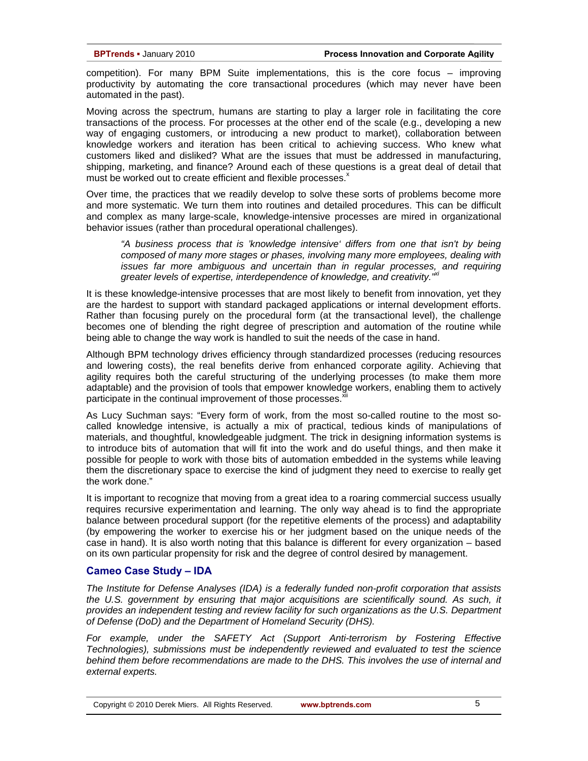competition). For many BPM Suite implementations, this is the core focus – improving productivity by automating the core transactional procedures (which may never have been automated in the past).

Moving across the spectrum, humans are starting to play a larger role in facilitating the core transactions of the process. For processes at the other end of the scale (e.g., developing a new way of engaging customers, or introducing a new product to market), collaboration between knowledge workers and iteration has been critical to achieving success. Who knew what customers liked and disliked? What are the issues that must be addressed in manufacturing, shipping, marketing, and finance? Around each of these questions is a great deal of detail that must be worked out to create efficient and flexible processes.[x]

Over time, the practices that we readily develop to solve these sorts of problems become more and more systematic. We turn them into routines and detailed procedures. This can be difficult and complex as many large-scale, knowledge-intensive processes are mired in organizational behavior issues (rather than procedural operational challenges).

> *"A business process that is 'knowledge intensive' differs from one that isn't by being composed of many more stages or phases, involving many more employees, dealing with issues far more ambiguous and uncertain than in regular processes, and requiring greater levels of expertise, interdependence of knowledge, and creativity."*[xi]

It is these knowledge-intensive processes that are most likely to benefit from innovation, yet they are the hardest to support with standard packaged applications or internal development efforts. Rather than focusing purely on the procedural form (at the transactional level), the challenge becomes one of blending the right degree of prescription and automation of the routine while being able to change the way work is handled to suit the needs of the case in hand.

Although BPM technology drives efficiency through standardized processes (reducing resources and lowering costs), the real benefits derive from enhanced corporate agility. Achieving that agility requires both the careful structuring of the underlying processes (to make them more adaptable) and the provision of tools that empower knowledge workers, enabling them to actively participate in the continual improvement of those processes.[xii]

As Lucy Suchman says: "Every form of work, from the most so-called routine to the most so-called knowledge intensive, is actually a mix of practical, tedious kinds of manipulations of materials, and thoughtful, knowledgeable judgment. The trick in designing information systems is to introduce bits of automation that will fit into the work and do useful things, and then make it possible for people to work with those bits of automation embedded in the systems while leaving them the discretionary space to exercise the kind of judgment they need to exercise to really get the work done."

It is important to recognize that moving from a great idea to a roaring commercial success usually requires recursive experimentation and learning. The only way ahead is to find the appropriate balance between procedural support (for the repetitive elements of the process) and adaptability (by empowering the worker to exercise his or her judgment based on the unique needs of the case in hand). It is also worth noting that this balance is different for every organization – based on its own particular propensity for risk and the degree of control desired by management.

## Cameo Case Study – IDA

*The Institute for Defense Analyses (IDA) is a federally funded non-profit corporation that assists the U.S. government by ensuring that major acquisitions are scientifically sound. As such, it provides an independent testing and review facility for such organizations as the U.S. Department of Defense (DoD) and the Department of Homeland Security (DHS).*

*For example, under the SAFETY Act (Support Anti-terrorism by Fostering Effective Technologies), submissions must be independently reviewed and evaluated to test the science behind them before recommendations are made to the DHS. This involves the use of internal and external experts.*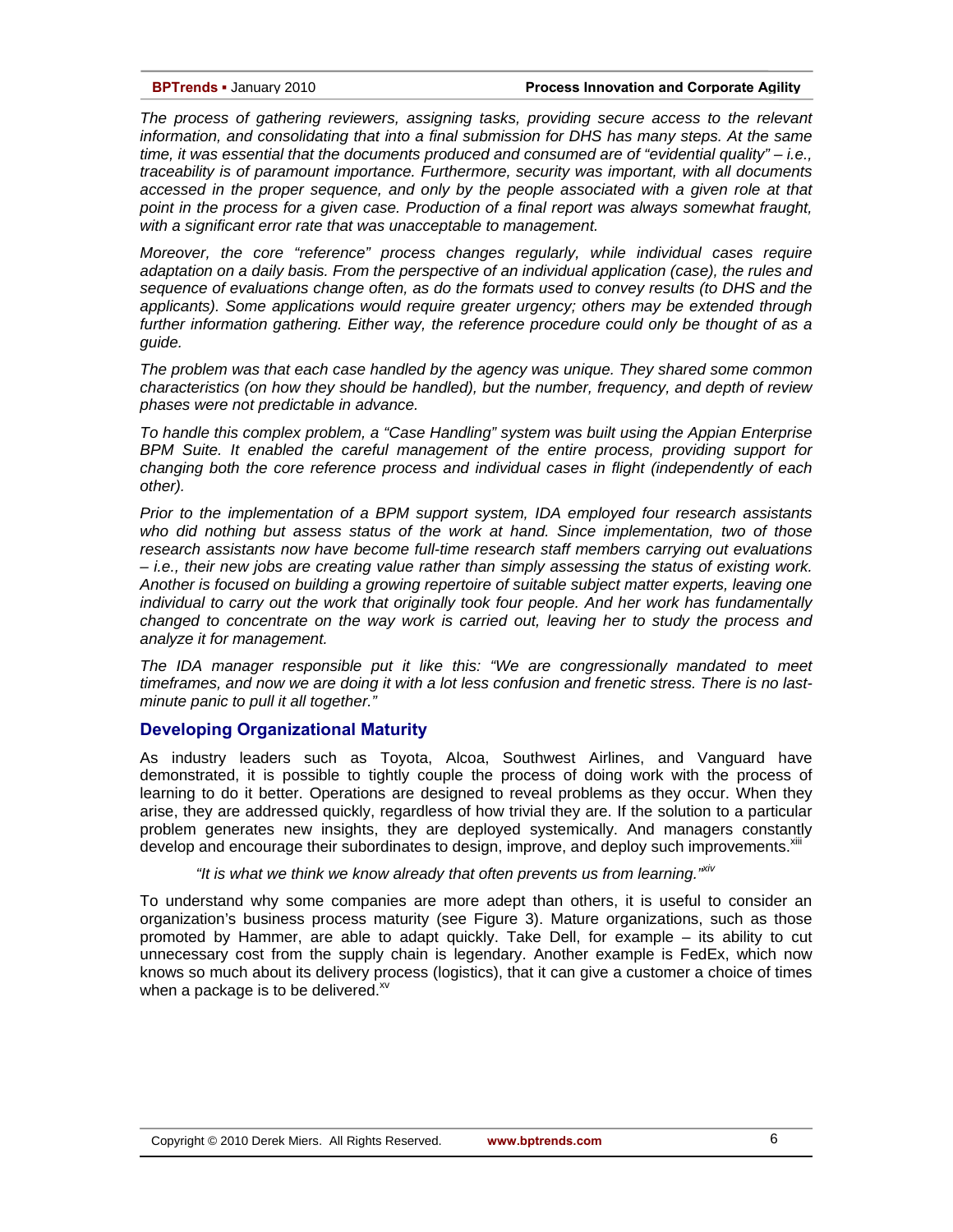*The process of gathering reviewers, assigning tasks, providing secure access to the relevant information, and consolidating that into a final submission for DHS has many steps. At the same time, it was essential that the documents produced and consumed are of "evidential quality" – i.e., traceability is of paramount importance. Furthermore, security was important, with all documents accessed in the proper sequence, and only by the people associated with a given role at that point in the process for a given case. Production of a final report was always somewhat fraught, with a significant error rate that was unacceptable to management.*

*Moreover, the core "reference" process changes regularly, while individual cases require adaptation on a daily basis. From the perspective of an individual application (case), the rules and sequence of evaluations change often, as do the formats used to convey results (to DHS and the applicants). Some applications would require greater urgency; others may be extended through further information gathering. Either way, the reference procedure could only be thought of as a guide.*

*The problem was that each case handled by the agency was unique. They shared some common characteristics (on how they should be handled), but the number, frequency, and depth of review phases were not predictable in advance.*

*To handle this complex problem, a "Case Handling" system was built using the Appian Enterprise BPM Suite. It enabled the careful management of the entire process, providing support for changing both the core reference process and individual cases in flight (independently of each other).*

*Prior to the implementation of a BPM support system, IDA employed four research assistants who did nothing but assess status of the work at hand. Since implementation, two of those research assistants now have become full-time research staff members carrying out evaluations – i.e., their new jobs are creating value rather than simply assessing the status of existing work. Another is focused on building a growing repertoire of suitable subject matter experts, leaving one individual to carry out the work that originally took four people. And her work has fundamentally changed to concentrate on the way work is carried out, leaving her to study the process and analyze it for management.*

*The IDA manager responsible put it like this: "We are congressionally mandated to meet timeframes, and now we are doing it with a lot less confusion and frenetic stress. There is no last-minute panic to pull it all together."*

## Developing Organizational Maturity

As industry leaders such as Toyota, Alcoa, Southwest Airlines, and Vanguard have demonstrated, it is possible to tightly couple the process of doing work with the process of learning to do it better. Operations are designed to reveal problems as they occur. When they arise, they are addressed quickly, regardless of how trivial they are. If the solution to a particular problem generates new insights, they are deployed systemically. And managers constantly develop and encourage their subordinates to design, improve, and deploy such improvements.[xiii]

> *"It is what we think we know already that often prevents us from learning."*[xiv]

To understand why some companies are more adept than others, it is useful to consider an organization's business process maturity (see Figure 3). Mature organizations, such as those promoted by Hammer, are able to adapt quickly. Take Dell, for example – its ability to cut unnecessary cost from the supply chain is legendary. Another example is FedEx, which now knows so much about its delivery process (logistics), that it can give a customer a choice of times when a package is to be delivered.[xv]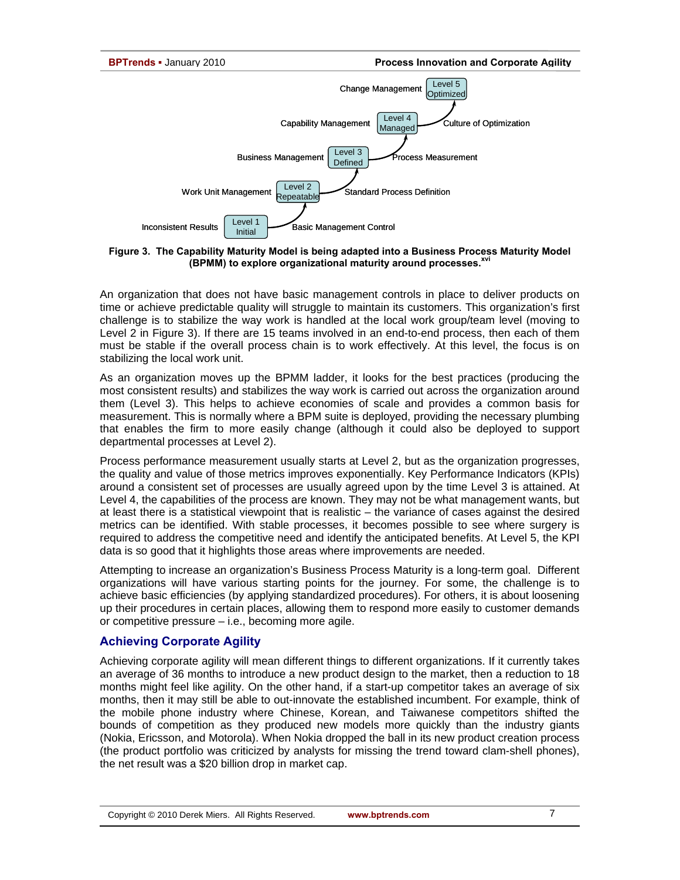Change Management — Level 5 Optimized

Capability Management — Level 4 Managed — Culture of Optimization

Business Management — Level 3 Defined — Process Measurement

Work Unit Management — Level 2 Repeatable — Standard Process Definition

Inconsistent Results — Level 1 Initial — Basic Management Control

**Figure 3. The Capability Maturity Model is being adapted into a Business Process Maturity Model (BPMM) to explore organizational maturity around processes.[xvi]**

An organization that does not have basic management controls in place to deliver products on time or achieve predictable quality will struggle to maintain its customers. This organization's first challenge is to stabilize the way work is handled at the local work group/team level (moving to Level 2 in Figure 3). If there are 15 teams involved in an end-to-end process, then each of them must be stable if the overall process chain is to work effectively. At this level, the focus is on stabilizing the local work unit.

As an organization moves up the BPMM ladder, it looks for the best practices (producing the most consistent results) and stabilizes the way work is carried out across the organization around them (Level 3). This helps to achieve economies of scale and provides a common basis for measurement. This is normally where a BPM suite is deployed, providing the necessary plumbing that enables the firm to more easily change (although it could also be deployed to support departmental processes at Level 2).

Process performance measurement usually starts at Level 2, but as the organization progresses, the quality and value of those metrics improves exponentially. Key Performance Indicators (KPIs) around a consistent set of processes are usually agreed upon by the time Level 3 is attained. At Level 4, the capabilities of the process are known. They may not be what management wants, but at least there is a statistical viewpoint that is realistic – the variance of cases against the desired metrics can be identified. With stable processes, it becomes possible to see where surgery is required to address the competitive need and identify the anticipated benefits. At Level 5, the KPI data is so good that it highlights those areas where improvements are needed.

Attempting to increase an organization's Business Process Maturity is a long-term goal. Different organizations will have various starting points for the journey. For some, the challenge is to achieve basic efficiencies (by applying standardized procedures). For others, it is about loosening up their procedures in certain places, allowing them to respond more easily to customer demands or competitive pressure – i.e., becoming more agile.

## Achieving Corporate Agility

Achieving corporate agility will mean different things to different organizations. If it currently takes an average of 36 months to introduce a new product design to the market, then a reduction to 18 months might feel like agility. On the other hand, if a start-up competitor takes an average of six months, then it may still be able to out-innovate the established incumbent. For example, think of the mobile phone industry where Chinese, Korean, and Taiwanese competitors shifted the bounds of competition as they produced new models more quickly than the industry giants (Nokia, Ericsson, and Motorola). When Nokia dropped the ball in its new product creation process (the product portfolio was criticized by analysts for missing the trend toward clam-shell phones), the net result was a $20 billion drop in market cap.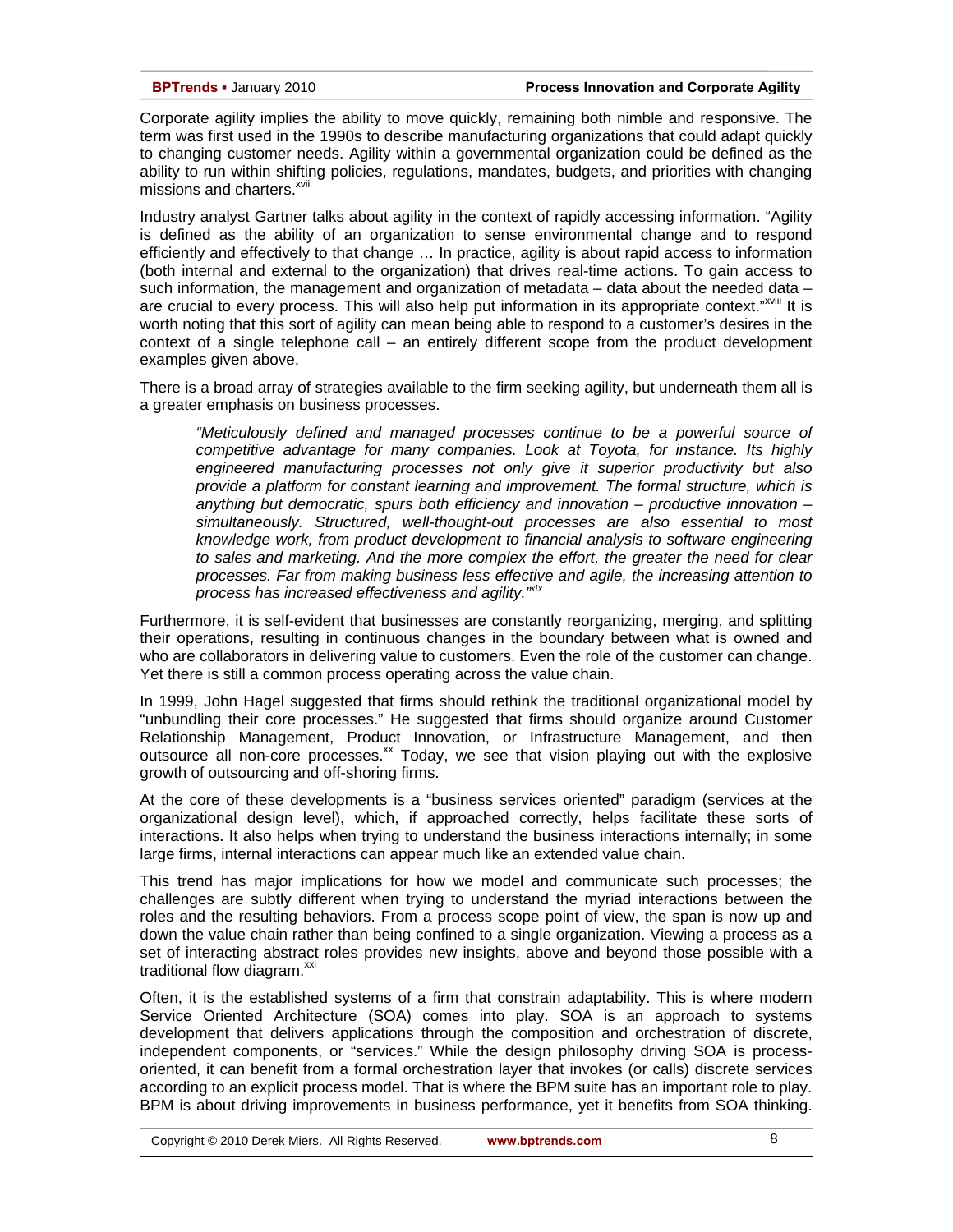Corporate agility implies the ability to move quickly, remaining both nimble and responsive. The term was first used in the 1990s to describe manufacturing organizations that could adapt quickly to changing customer needs. Agility within a governmental organization could be defined as the ability to run within shifting policies, regulations, mandates, budgets, and priorities with changing missions and charters.[xvii]

Industry analyst Gartner talks about agility in the context of rapidly accessing information. "Agility is defined as the ability of an organization to sense environmental change and to respond efficiently and effectively to that change … In practice, agility is about rapid access to information (both internal and external to the organization) that drives real-time actions. To gain access to such information, the management and organization of metadata – data about the needed data – are crucial to every process. This will also help put information in its appropriate context."[xviii] It is worth noting that this sort of agility can mean being able to respond to a customer's desires in the context of a single telephone call – an entirely different scope from the product development examples given above.

There is a broad array of strategies available to the firm seeking agility, but underneath them all is a greater emphasis on business processes.

> *"Meticulously defined and managed processes continue to be a powerful source of competitive advantage for many companies. Look at Toyota, for instance. Its highly engineered manufacturing processes not only give it superior productivity but also provide a platform for constant learning and improvement. The formal structure, which is anything but democratic, spurs both efficiency and innovation – productive innovation – simultaneously. Structured, well-thought-out processes are also essential to most knowledge work, from product development to financial analysis to software engineering to sales and marketing. And the more complex the effort, the greater the need for clear processes. Far from making business less effective and agile, the increasing attention to process has increased effectiveness and agility."*[xix]

Furthermore, it is self-evident that businesses are constantly reorganizing, merging, and splitting their operations, resulting in continuous changes in the boundary between what is owned and who are collaborators in delivering value to customers. Even the role of the customer can change. Yet there is still a common process operating across the value chain.

In 1999, John Hagel suggested that firms should rethink the traditional organizational model by "unbundling their core processes." He suggested that firms should organize around Customer Relationship Management, Product Innovation, or Infrastructure Management, and then outsource all non-core processes.[xx] Today, we see that vision playing out with the explosive growth of outsourcing and off-shoring firms.

At the core of these developments is a "business services oriented" paradigm (services at the organizational design level), which, if approached correctly, helps facilitate these sorts of interactions. It also helps when trying to understand the business interactions internally; in some large firms, internal interactions can appear much like an extended value chain.

This trend has major implications for how we model and communicate such processes; the challenges are subtly different when trying to understand the myriad interactions between the roles and the resulting behaviors. From a process scope point of view, the span is now up and down the value chain rather than being confined to a single organization. Viewing a process as a set of interacting abstract roles provides new insights, above and beyond those possible with a traditional flow diagram.[xxi]

Often, it is the established systems of a firm that constrain adaptability. This is where modern Service Oriented Architecture (SOA) comes into play. SOA is an approach to systems development that delivers applications through the composition and orchestration of discrete, independent components, or "services." While the design philosophy driving SOA is process-oriented, it can benefit from a formal orchestration layer that invokes (or calls) discrete services according to an explicit process model. That is where the BPM suite has an important role to play. BPM is about driving improvements in business performance, yet it benefits from SOA thinking.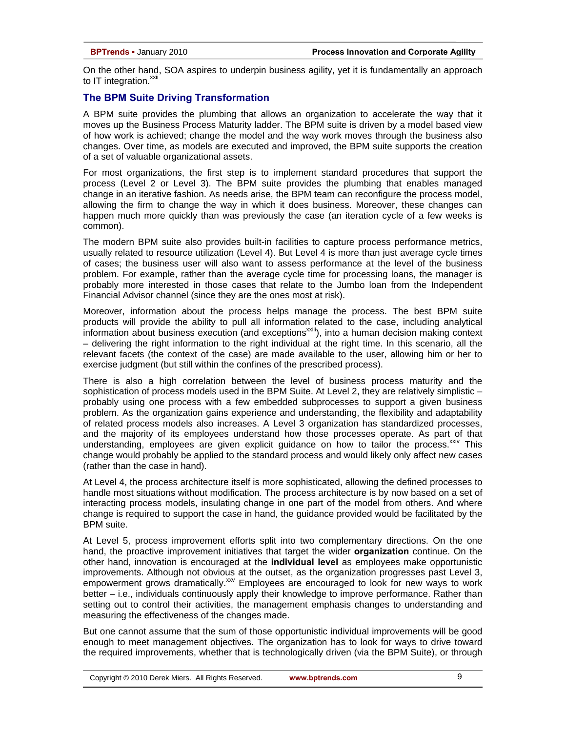On the other hand, SOA aspires to underpin business agility, yet it is fundamentally an approach to IT integration.[xxii]

## The BPM Suite Driving Transformation

A BPM suite provides the plumbing that allows an organization to accelerate the way that it moves up the Business Process Maturity ladder. The BPM suite is driven by a model based view of how work is achieved; change the model and the way work moves through the business also changes. Over time, as models are executed and improved, the BPM suite supports the creation of a set of valuable organizational assets.

For most organizations, the first step is to implement standard procedures that support the process (Level 2 or Level 3). The BPM suite provides the plumbing that enables managed change in an iterative fashion. As needs arise, the BPM team can reconfigure the process model, allowing the firm to change the way in which it does business. Moreover, these changes can happen much more quickly than was previously the case (an iteration cycle of a few weeks is common).

The modern BPM suite also provides built-in facilities to capture process performance metrics, usually related to resource utilization (Level 4). But Level 4 is more than just average cycle times of cases; the business user will also want to assess performance at the level of the business problem. For example, rather than the average cycle time for processing loans, the manager is probably more interested in those cases that relate to the Jumbo loan from the Independent Financial Advisor channel (since they are the ones most at risk).

Moreover, information about the process helps manage the process. The best BPM suite products will provide the ability to pull all information related to the case, including analytical information about business execution (and exceptions[xxiii]), into a human decision making context – delivering the right information to the right individual at the right time. In this scenario, all the relevant facets (the context of the case) are made available to the user, allowing him or her to exercise judgment (but still within the confines of the prescribed process).

There is also a high correlation between the level of business process maturity and the sophistication of process models used in the BPM Suite. At Level 2, they are relatively simplistic – probably using one process with a few embedded subprocesses to support a given business problem. As the organization gains experience and understanding, the flexibility and adaptability of related process models also increases. A Level 3 organization has standardized processes, and the majority of its employees understand how those processes operate. As part of that understanding, employees are given explicit guidance on how to tailor the process.[xxiv] This change would probably be applied to the standard process and would likely only affect new cases (rather than the case in hand).

At Level 4, the process architecture itself is more sophisticated, allowing the defined processes to handle most situations without modification. The process architecture is by now based on a set of interacting process models, insulating change in one part of the model from others. And where change is required to support the case in hand, the guidance provided would be facilitated by the BPM suite.

At Level 5, process improvement efforts split into two complementary directions. On the one hand, the proactive improvement initiatives that target the wider **organization** continue. On the other hand, innovation is encouraged at the **individual level** as employees make opportunistic improvements. Although not obvious at the outset, as the organization progresses past Level 3, empowerment grows dramatically.[xxv] Employees are encouraged to look for new ways to work better – i.e., individuals continuously apply their knowledge to improve performance. Rather than setting out to control their activities, the management emphasis changes to understanding and measuring the effectiveness of the changes made.

But one cannot assume that the sum of those opportunistic individual improvements will be good enough to meet management objectives. The organization has to look for ways to drive toward the required improvements, whether that is technologically driven (via the BPM Suite), or through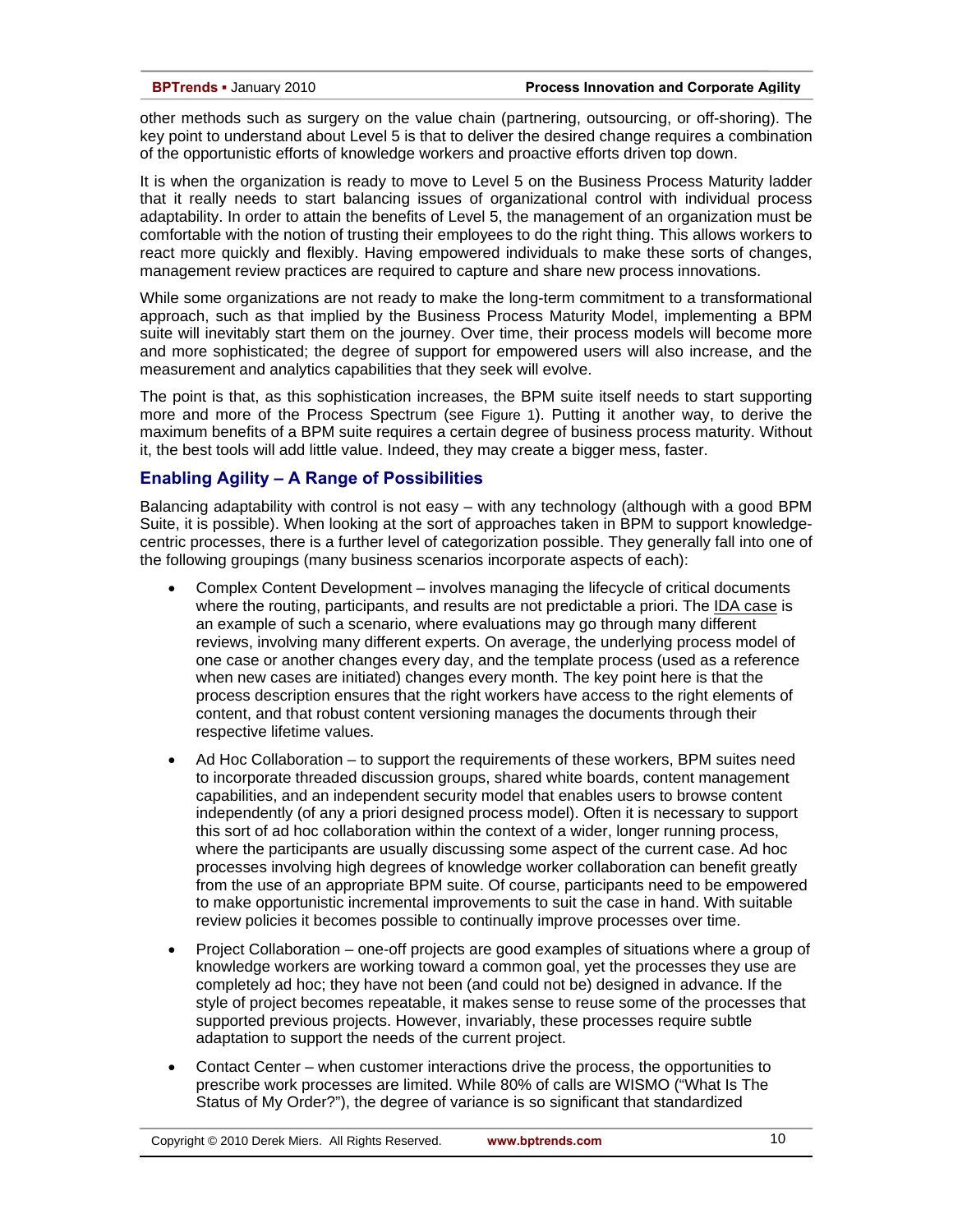other methods such as surgery on the value chain (partnering, outsourcing, or off-shoring). The key point to understand about Level 5 is that to deliver the desired change requires a combination of the opportunistic efforts of knowledge workers and proactive efforts driven top down.

It is when the organization is ready to move to Level 5 on the Business Process Maturity ladder that it really needs to start balancing issues of organizational control with individual process adaptability. In order to attain the benefits of Level 5, the management of an organization must be comfortable with the notion of trusting their employees to do the right thing. This allows workers to react more quickly and flexibly. Having empowered individuals to make these sorts of changes, management review practices are required to capture and share new process innovations.

While some organizations are not ready to make the long-term commitment to a transformational approach, such as that implied by the Business Process Maturity Model, implementing a BPM suite will inevitably start them on the journey. Over time, their process models will become more and more sophisticated; the degree of support for empowered users will also increase, and the measurement and analytics capabilities that they seek will evolve.

The point is that, as this sophistication increases, the BPM suite itself needs to start supporting more and more of the Process Spectrum (see Figure 1). Putting it another way, to derive the maximum benefits of a BPM suite requires a certain degree of business process maturity. Without it, the best tools will add little value. Indeed, they may create a bigger mess, faster.

## Enabling Agility – A Range of Possibilities

Balancing adaptability with control is not easy – with any technology (although with a good BPM Suite, it is possible). When looking at the sort of approaches taken in BPM to support knowledge-centric processes, there is a further level of categorization possible. They generally fall into one of the following groupings (many business scenarios incorporate aspects of each):

- Complex Content Development – involves managing the lifecycle of critical documents where the routing, participants, and results are not predictable a priori. The IDA case is an example of such a scenario, where evaluations may go through many different reviews, involving many different experts. On average, the underlying process model of one case or another changes every day, and the template process (used as a reference when new cases are initiated) changes every month. The key point here is that the process description ensures that the right workers have access to the right elements of content, and that robust content versioning manages the documents through their respective lifetime values.
- Ad Hoc Collaboration – to support the requirements of these workers, BPM suites need to incorporate threaded discussion groups, shared white boards, content management capabilities, and an independent security model that enables users to browse content independently (of any a priori designed process model). Often it is necessary to support this sort of ad hoc collaboration within the context of a wider, longer running process, where the participants are usually discussing some aspect of the current case. Ad hoc processes involving high degrees of knowledge worker collaboration can benefit greatly from the use of an appropriate BPM suite. Of course, participants need to be empowered to make opportunistic incremental improvements to suit the case in hand. With suitable review policies it becomes possible to continually improve processes over time.
- Project Collaboration – one-off projects are good examples of situations where a group of knowledge workers are working toward a common goal, yet the processes they use are completely ad hoc; they have not been (and could not be) designed in advance. If the style of project becomes repeatable, it makes sense to reuse some of the processes that supported previous projects. However, invariably, these processes require subtle adaptation to support the needs of the current project.
- Contact Center – when customer interactions drive the process, the opportunities to prescribe work processes are limited. While 80% of calls are WISMO ("What Is The Status of My Order?"), the degree of variance is so significant that standardized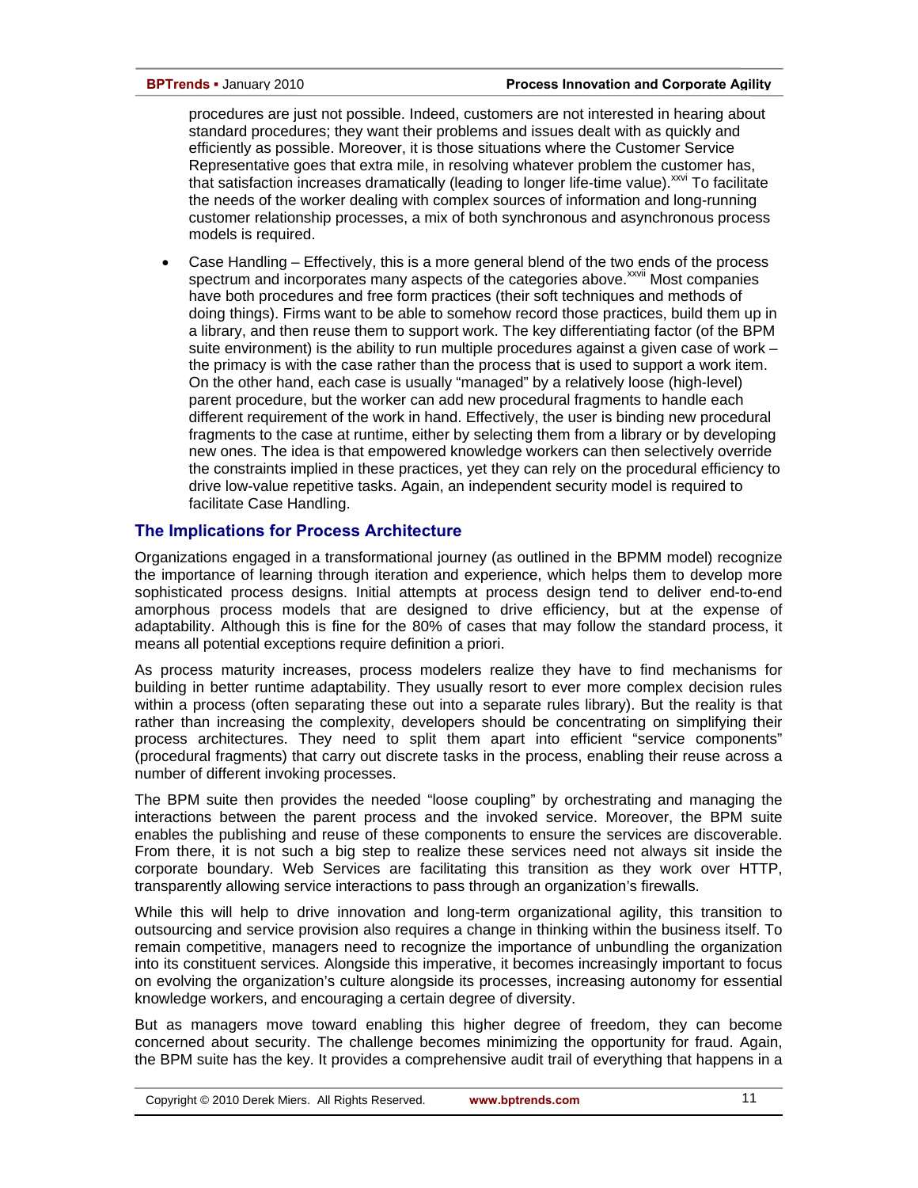procedures are just not possible. Indeed, customers are not interested in hearing about standard procedures; they want their problems and issues dealt with as quickly and efficiently as possible. Moreover, it is those situations where the Customer Service Representative goes that extra mile, in resolving whatever problem the customer has, that satisfaction increases dramatically (leading to longer life-time value).[xxvi] To facilitate the needs of the worker dealing with complex sources of information and long-running customer relationship processes, a mix of both synchronous and asynchronous process models is required.

- Case Handling – Effectively, this is a more general blend of the two ends of the process spectrum and incorporates many aspects of the categories above.[xxvii] Most companies have both procedures and free form practices (their soft techniques and methods of doing things). Firms want to be able to somehow record those practices, build them up in a library, and then reuse them to support work. The key differentiating factor (of the BPM suite environment) is the ability to run multiple procedures against a given case of work – the primacy is with the case rather than the process that is used to support a work item. On the other hand, each case is usually "managed" by a relatively loose (high-level) parent procedure, but the worker can add new procedural fragments to handle each different requirement of the work in hand. Effectively, the user is binding new procedural fragments to the case at runtime, either by selecting them from a library or by developing new ones. The idea is that empowered knowledge workers can then selectively override the constraints implied in these practices, yet they can rely on the procedural efficiency to drive low-value repetitive tasks. Again, an independent security model is required to facilitate Case Handling.

## The Implications for Process Architecture

Organizations engaged in a transformational journey (as outlined in the BPMM model) recognize the importance of learning through iteration and experience, which helps them to develop more sophisticated process designs. Initial attempts at process design tend to deliver end-to-end amorphous process models that are designed to drive efficiency, but at the expense of adaptability. Although this is fine for the 80% of cases that may follow the standard process, it means all potential exceptions require definition a priori.

As process maturity increases, process modelers realize they have to find mechanisms for building in better runtime adaptability. They usually resort to ever more complex decision rules within a process (often separating these out into a separate rules library). But the reality is that rather than increasing the complexity, developers should be concentrating on simplifying their process architectures. They need to split them apart into efficient "service components" (procedural fragments) that carry out discrete tasks in the process, enabling their reuse across a number of different invoking processes.

The BPM suite then provides the needed "loose coupling" by orchestrating and managing the interactions between the parent process and the invoked service. Moreover, the BPM suite enables the publishing and reuse of these components to ensure the services are discoverable. From there, it is not such a big step to realize these services need not always sit inside the corporate boundary. Web Services are facilitating this transition as they work over HTTP, transparently allowing service interactions to pass through an organization's firewalls.

While this will help to drive innovation and long-term organizational agility, this transition to outsourcing and service provision also requires a change in thinking within the business itself. To remain competitive, managers need to recognize the importance of unbundling the organization into its constituent services. Alongside this imperative, it becomes increasingly important to focus on evolving the organization's culture alongside its processes, increasing autonomy for essential knowledge workers, and encouraging a certain degree of diversity.

But as managers move toward enabling this higher degree of freedom, they can become concerned about security. The challenge becomes minimizing the opportunity for fraud. Again, the BPM suite has the key. It provides a comprehensive audit trail of everything that happens in a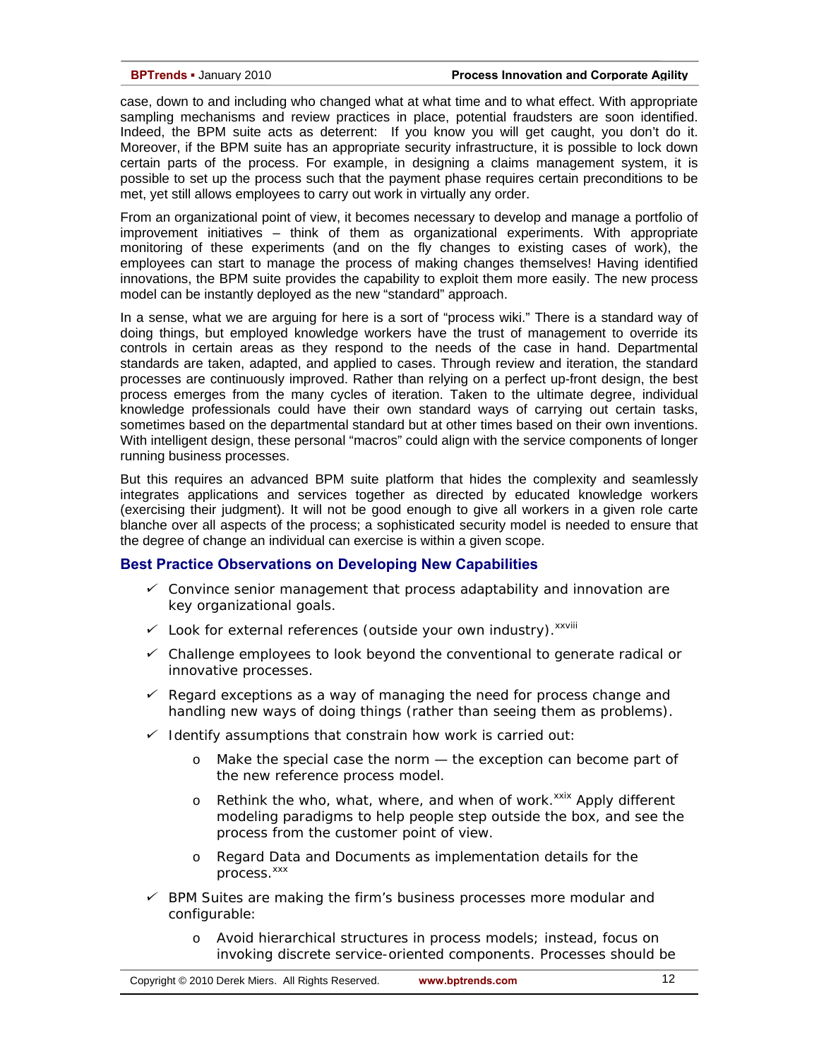case, down to and including who changed what at what time and to what effect. With appropriate sampling mechanisms and review practices in place, potential fraudsters are soon identified. Indeed, the BPM suite acts as deterrent: If you know you will get caught, you don't do it. Moreover, if the BPM suite has an appropriate security infrastructure, it is possible to lock down certain parts of the process. For example, in designing a claims management system, it is possible to set up the process such that the payment phase requires certain preconditions to be met, yet still allows employees to carry out work in virtually any order.

From an organizational point of view, it becomes necessary to develop and manage a portfolio of improvement initiatives – think of them as organizational experiments. With appropriate monitoring of these experiments (and on the fly changes to existing cases of work), the employees can start to manage the process of making changes themselves! Having identified innovations, the BPM suite provides the capability to exploit them more easily. The new process model can be instantly deployed as the new "standard" approach.

In a sense, what we are arguing for here is a sort of "process wiki." There is a standard way of doing things, but employed knowledge workers have the trust of management to override its controls in certain areas as they respond to the needs of the case in hand. Departmental standards are taken, adapted, and applied to cases. Through review and iteration, the standard processes are continuously improved. Rather than relying on a perfect up-front design, the best process emerges from the many cycles of iteration. Taken to the ultimate degree, individual knowledge professionals could have their own standard ways of carrying out certain tasks, sometimes based on the departmental standard but at other times based on their own inventions. With intelligent design, these personal "macros" could align with the service components of longer running business processes.

But this requires an advanced BPM suite platform that hides the complexity and seamlessly integrates applications and services together as directed by educated knowledge workers (exercising their judgment). It will not be good enough to give all workers in a given role carte blanche over all aspects of the process; a sophisticated security model is needed to ensure that the degree of change an individual can exercise is within a given scope.

### Best Practice Observations on Developing New Capabilities

- ✓ Convince senior management that process adaptability and innovation are key organizational goals.
- ✓ Look for external references (outside your own industry).[xxviii]
- ✓ Challenge employees to look beyond the conventional to generate radical or innovative processes.
- ✓ Regard exceptions as a way of managing the need for process change and handling new ways of doing things (rather than seeing them as problems).
- ✓ Identify assumptions that constrain how work is carried out:
  - Make the special case the norm — the exception can become part of the new reference process model.
  - Rethink the who, what, where, and when of work.[xxix] Apply different modeling paradigms to help people step outside the box, and see the process from the customer point of view.
  - Regard Data and Documents as implementation details for the process.[xxx]
- ✓ BPM Suites are making the firm's business processes more modular and configurable:
  - Avoid hierarchical structures in process models; instead, focus on invoking discrete service-oriented components. Processes should be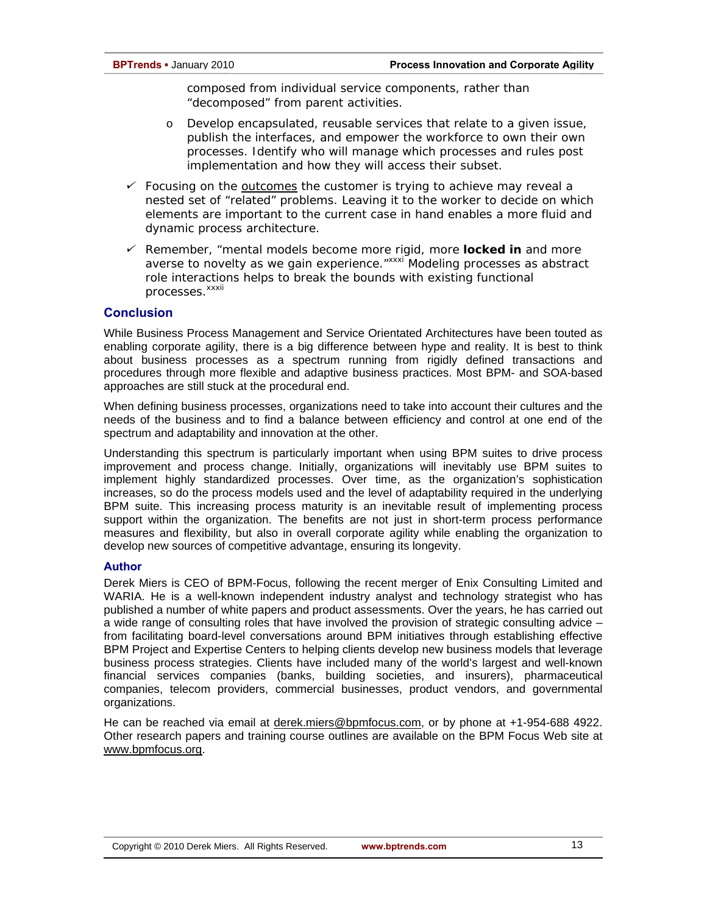composed from individual service components, rather than "decomposed" from parent activities.

  - Develop encapsulated, reusable services that relate to a given issue, publish the interfaces, and empower the workforce to own their own processes. Identify who will manage which processes and rules post implementation and how they will access their subset.

- ✓ Focusing on the outcomes the customer is trying to achieve may reveal a nested set of "related" problems. Leaving it to the worker to decide on which elements are important to the current case in hand enables a more fluid and dynamic process architecture.

- ✓ Remember, "mental models become more rigid, more **locked in** and more averse to novelty as we gain experience."[xxxi] Modeling processes as abstract role interactions helps to break the bounds with existing functional processes.[xxxii]

## Conclusion

While Business Process Management and Service Orientated Architectures have been touted as enabling corporate agility, there is a big difference between hype and reality. It is best to think about business processes as a spectrum running from rigidly defined transactions and procedures through more flexible and adaptive business practices. Most BPM- and SOA-based approaches are still stuck at the procedural end.

When defining business processes, organizations need to take into account their cultures and the needs of the business and to find a balance between efficiency and control at one end of the spectrum and adaptability and innovation at the other.

Understanding this spectrum is particularly important when using BPM suites to drive process improvement and process change. Initially, organizations will inevitably use BPM suites to implement highly standardized processes. Over time, as the organization's sophistication increases, so do the process models used and the level of adaptability required in the underlying BPM suite. This increasing process maturity is an inevitable result of implementing process support within the organization. The benefits are not just in short-term process performance measures and flexibility, but also in overall corporate agility while enabling the organization to develop new sources of competitive advantage, ensuring its longevity.

### Author

Derek Miers is CEO of BPM-Focus, following the recent merger of Enix Consulting Limited and WARIA. He is a well-known independent industry analyst and technology strategist who has published a number of white papers and product assessments. Over the years, he has carried out a wide range of consulting roles that have involved the provision of strategic consulting advice – from facilitating board-level conversations around BPM initiatives through establishing effective BPM Project and Expertise Centers to helping clients develop new business models that leverage business process strategies. Clients have included many of the world's largest and well-known financial services companies (banks, building societies, and insurers), pharmaceutical companies, telecom providers, commercial businesses, product vendors, and governmental organizations.

He can be reached via email at derek.miers@bpmfocus.com, or by phone at +1-954-688 4922. Other research papers and training course outlines are available on the BPM Focus Web site at www.bpmfocus.org.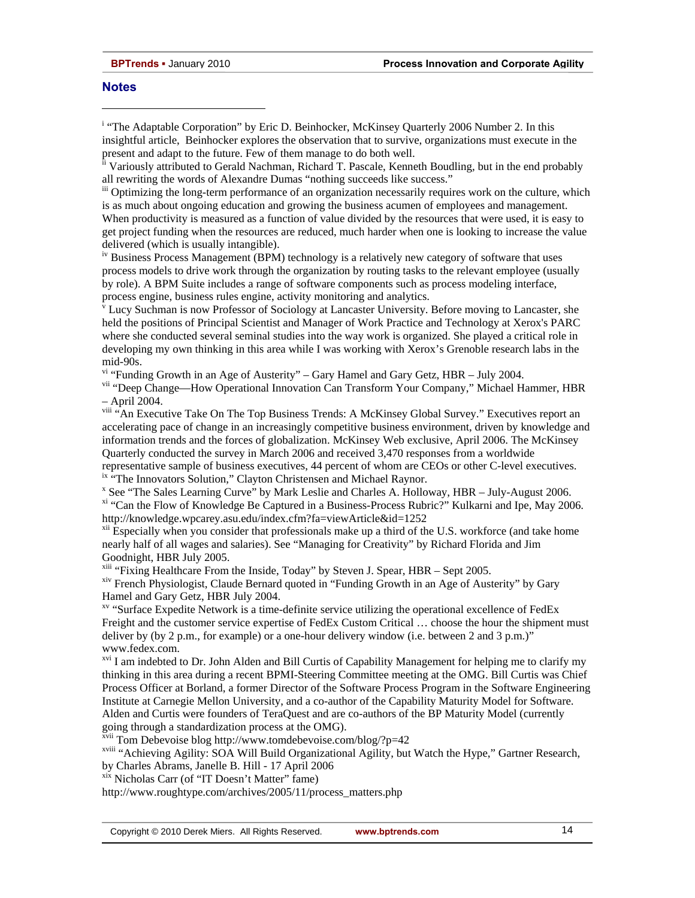## Notes

[i] "The Adaptable Corporation" by Eric D. Beinhocker, McKinsey Quarterly 2006 Number 2. In this insightful article, Beinhocker explores the observation that to survive, organizations must execute in the present and adapt to the future. Few of them manage to do both well.

[ii] Variously attributed to Gerald Nachman, Richard T. Pascale, Kenneth Boudling, but in the end probably all rewriting the words of Alexandre Dumas "nothing succeeds like success."

[iii] Optimizing the long-term performance of an organization necessarily requires work on the culture, which is as much about ongoing education and growing the business acumen of employees and management. When productivity is measured as a function of value divided by the resources that were used, it is easy to get project funding when the resources are reduced, much harder when one is looking to increase the value delivered (which is usually intangible).

[iv] Business Process Management (BPM) technology is a relatively new category of software that uses process models to drive work through the organization by routing tasks to the relevant employee (usually by role). A BPM Suite includes a range of software components such as process modeling interface, process engine, business rules engine, activity monitoring and analytics.

[v] Lucy Suchman is now Professor of Sociology at Lancaster University. Before moving to Lancaster, she held the positions of Principal Scientist and Manager of Work Practice and Technology at Xerox's PARC where she conducted several seminal studies into the way work is organized. She played a critical role in developing my own thinking in this area while I was working with Xerox's Grenoble research labs in the mid-90s.

[vi] "Funding Growth in an Age of Austerity" – Gary Hamel and Gary Getz, HBR – July 2004.

[vii] "Deep Change—How Operational Innovation Can Transform Your Company," Michael Hammer, HBR – April 2004.

[viii] "An Executive Take On The Top Business Trends: A McKinsey Global Survey." Executives report an accelerating pace of change in an increasingly competitive business environment, driven by knowledge and information trends and the forces of globalization. McKinsey Web exclusive, April 2006. The McKinsey Quarterly conducted the survey in March 2006 and received 3,470 responses from a worldwide representative sample of business executives, 44 percent of whom are CEOs or other C-level executives.

[ix] "The Innovators Solution," Clayton Christensen and Michael Raynor.

[x] See "The Sales Learning Curve" by Mark Leslie and Charles A. Holloway, HBR – July-August 2006.

[xi] "Can the Flow of Knowledge Be Captured in a Business-Process Rubric?" Kulkarni and Ipe, May 2006. http://knowledge.wpcarey.asu.edu/index.cfm?fa=viewArticle&id=1252

[xii] Especially when you consider that professionals make up a third of the U.S. workforce (and take home nearly half of all wages and salaries). See "Managing for Creativity" by Richard Florida and Jim Goodnight, HBR July 2005.

[xiii] "Fixing Healthcare From the Inside, Today" by Steven J. Spear, HBR – Sept 2005.

[xiv] French Physiologist, Claude Bernard quoted in "Funding Growth in an Age of Austerity" by Gary Hamel and Gary Getz, HBR July 2004.

[xv] "Surface Expedite Network is a time-definite service utilizing the operational excellence of FedEx Freight and the customer service expertise of FedEx Custom Critical … choose the hour the shipment must deliver by (by 2 p.m., for example) or a one-hour delivery window (i.e. between 2 and 3 p.m.)" www.fedex.com.

[xvi] I am indebted to Dr. John Alden and Bill Curtis of Capability Management for helping me to clarify my thinking in this area during a recent BPMI-Steering Committee meeting at the OMG. Bill Curtis was Chief Process Officer at Borland, a former Director of the Software Process Program in the Software Engineering Institute at Carnegie Mellon University, and a co-author of the Capability Maturity Model for Software. Alden and Curtis were founders of TeraQuest and are co-authors of the BP Maturity Model (currently going through a standardization process at the OMG).

[xvii] Tom Debevoise blog http://www.tomdebevoise.com/blog/?p=42

[xviii] "Achieving Agility: SOA Will Build Organizational Agility, but Watch the Hype," Gartner Research, by Charles Abrams, Janelle B. Hill - 17 April 2006

[xix] Nicholas Carr (of "IT Doesn't Matter" fame)

http://www.roughtype.com/archives/2005/11/process_matters.php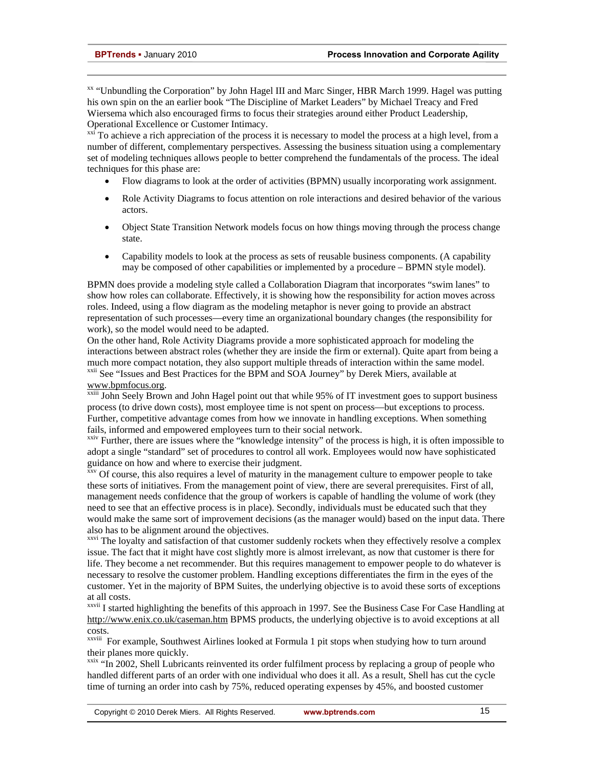[xx] "Unbundling the Corporation" by John Hagel III and Marc Singer, HBR March 1999. Hagel was putting his own spin on the an earlier book "The Discipline of Market Leaders" by Michael Treacy and Fred Wiersema which also encouraged firms to focus their strategies around either Product Leadership, Operational Excellence or Customer Intimacy.

[xxi] To achieve a rich appreciation of the process it is necessary to model the process at a high level, from a number of different, complementary perspectives. Assessing the business situation using a complementary set of modeling techniques allows people to better comprehend the fundamentals of the process. The ideal techniques for this phase are:

- Flow diagrams to look at the order of activities (BPMN) usually incorporating work assignment.
- Role Activity Diagrams to focus attention on role interactions and desired behavior of the various actors.
- Object State Transition Network models focus on how things moving through the process change state.
- Capability models to look at the process as sets of reusable business components. (A capability may be composed of other capabilities or implemented by a procedure – BPMN style model).

BPMN does provide a modeling style called a Collaboration Diagram that incorporates "swim lanes" to show how roles can collaborate. Effectively, it is showing how the responsibility for action moves across roles. Indeed, using a flow diagram as the modeling metaphor is never going to provide an abstract representation of such processes—every time an organizational boundary changes (the responsibility for work), so the model would need to be adapted.

On the other hand, Role Activity Diagrams provide a more sophisticated approach for modeling the interactions between abstract roles (whether they are inside the firm or external). Quite apart from being a much more compact notation, they also support multiple threads of interaction within the same model.

[xxii] See "Issues and Best Practices for the BPM and SOA Journey" by Derek Miers, available at www.bpmfocus.org.

[xxiii] John Seely Brown and John Hagel point out that while 95% of IT investment goes to support business process (to drive down costs), most employee time is not spent on process—but exceptions to process. Further, competitive advantage comes from how we innovate in handling exceptions. When something fails, informed and empowered employees turn to their social network.

[xxiv] Further, there are issues where the "knowledge intensity" of the process is high, it is often impossible to adopt a single "standard" set of procedures to control all work. Employees would now have sophisticated guidance on how and where to exercise their judgment.

[xxv] Of course, this also requires a level of maturity in the management culture to empower people to take these sorts of initiatives. From the management point of view, there are several prerequisites. First of all, management needs confidence that the group of workers is capable of handling the volume of work (they need to see that an effective process is in place). Secondly, individuals must be educated such that they would make the same sort of improvement decisions (as the manager would) based on the input data. There also has to be alignment around the objectives.

[xxvi] The loyalty and satisfaction of that customer suddenly rockets when they effectively resolve a complex issue. The fact that it might have cost slightly more is almost irrelevant, as now that customer is there for life. They become a net recommender. But this requires management to empower people to do whatever is necessary to resolve the customer problem. Handling exceptions differentiates the firm in the eyes of the customer. Yet in the majority of BPM Suites, the underlying objective is to avoid these sorts of exceptions at all costs.

[xxvii] I started highlighting the benefits of this approach in 1997. See the Business Case For Case Handling at http://www.enix.co.uk/caseman.htm BPMS products, the underlying objective is to avoid exceptions at all costs.

[xxviii] For example, Southwest Airlines looked at Formula 1 pit stops when studying how to turn around their planes more quickly.

[xxix] "In 2002, Shell Lubricants reinvented its order fulfilment process by replacing a group of people who handled different parts of an order with one individual who does it all. As a result, Shell has cut the cycle time of turning an order into cash by 75%, reduced operating expenses by 45%, and boosted customer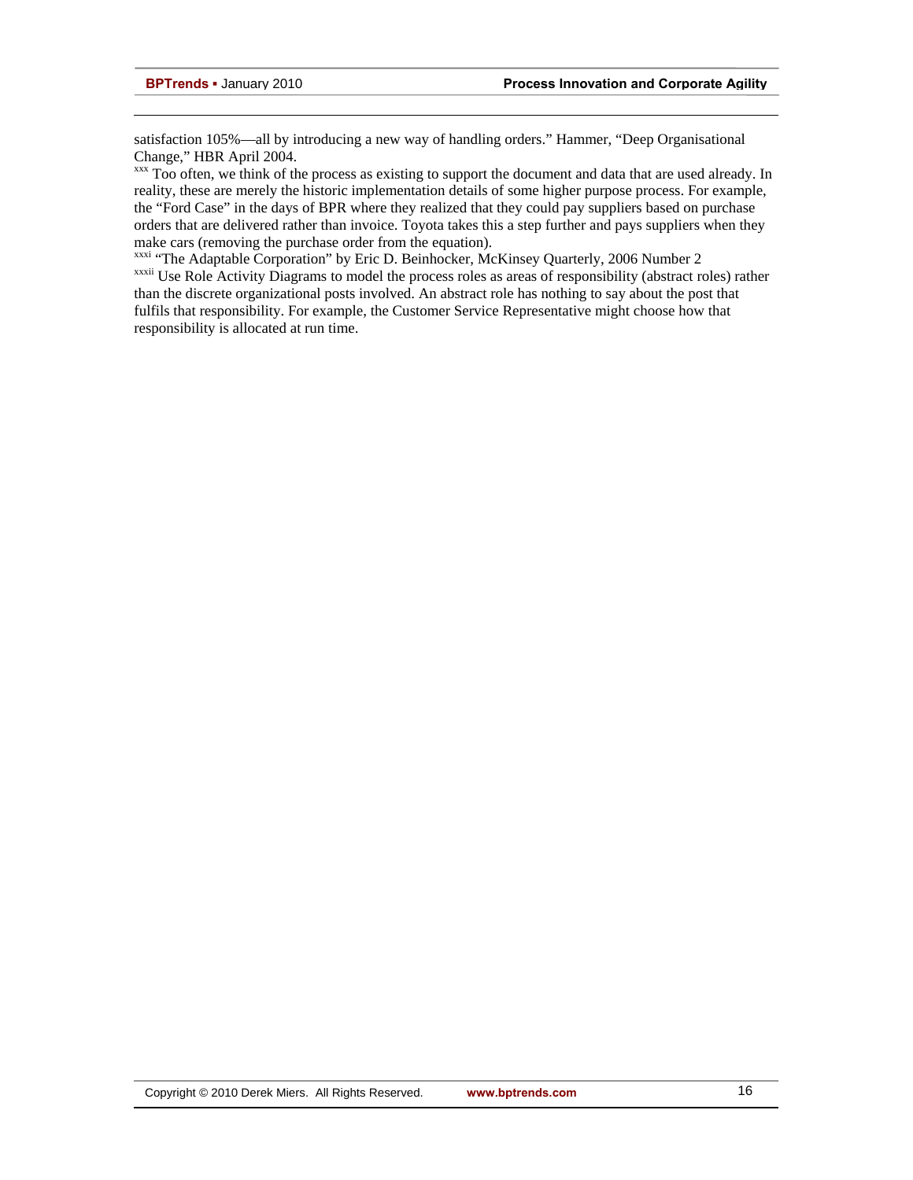satisfaction 105%—all by introducing a new way of handling orders." Hammer, "Deep Organisational Change," HBR April 2004.

[xxx] Too often, we think of the process as existing to support the document and data that are used already. In reality, these are merely the historic implementation details of some higher purpose process. For example, the "Ford Case" in the days of BPR where they realized that they could pay suppliers based on purchase orders that are delivered rather than invoice. Toyota takes this a step further and pays suppliers when they make cars (removing the purchase order from the equation).

[xxxi] "The Adaptable Corporation" by Eric D. Beinhocker, McKinsey Quarterly, 2006 Number 2

[xxxii] Use Role Activity Diagrams to model the process roles as areas of responsibility (abstract roles) rather than the discrete organizational posts involved. An abstract role has nothing to say about the post that fulfils that responsibility. For example, the Customer Service Representative might choose how that responsibility is allocated at run time.